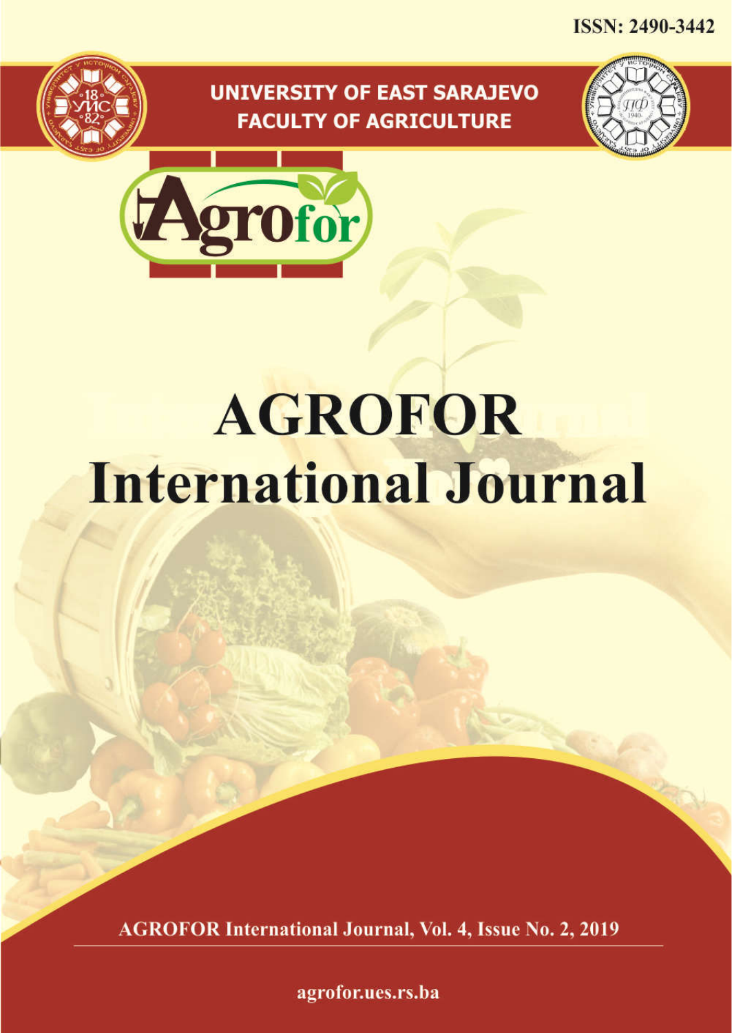ISSN: 2490-3442

UNIVERSITY OF EAST SARAJEVO
FACULTY OF AGRICULTURE

Agrofor

# AGROFOR International Journal

AGROFOR International Journal, Vol. 4, Issue No. 2, 2019

agrofor.ues.rs.ba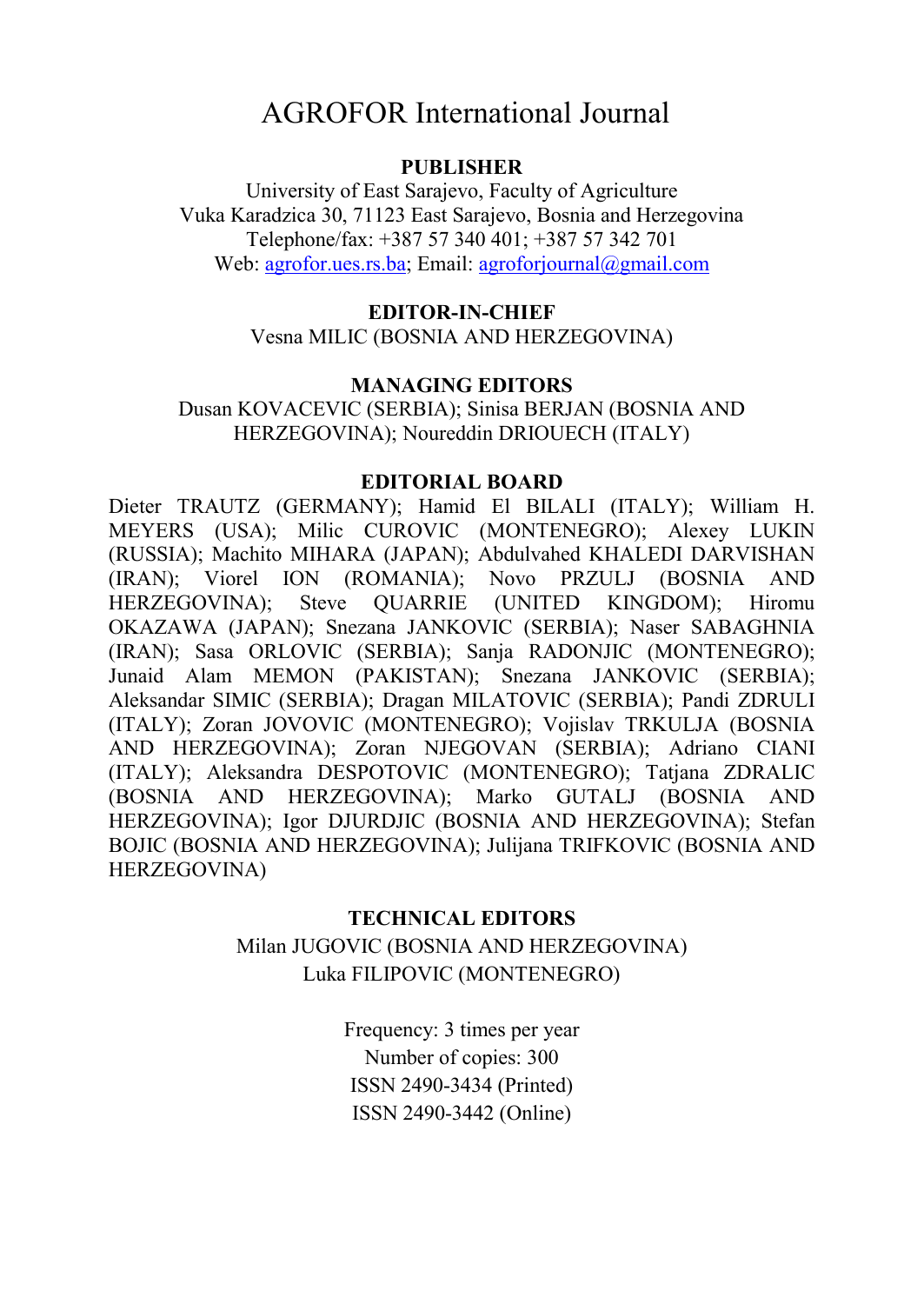# AGROFOR International Journal

**PUBLISHER**

University of East Sarajevo, Faculty of Agriculture
Vuka Karadzica 30, 71123 East Sarajevo, Bosnia and Herzegovina
Telephone/fax: +387 57 340 401; +387 57 342 701
Web: agrofor.ues.rs.ba; Email: agroforjournal@gmail.com

**EDITOR-IN-CHIEF**

Vesna MILIC (BOSNIA AND HERZEGOVINA)

**MANAGING EDITORS**

Dusan KOVACEVIC (SERBIA); Sinisa BERJAN (BOSNIA AND HERZEGOVINA); Noureddin DRIOUECH (ITALY)

**EDITORIAL BOARD**

Dieter TRAUTZ (GERMANY); Hamid El BILALI (ITALY); William H. MEYERS (USA); Milic CUROVIC (MONTENEGRO); Alexey LUKIN (RUSSIA); Machito MIHARA (JAPAN); Abdulvahed KHALEDI DARVISHAN (IRAN); Viorel ION (ROMANIA); Novo PRZULJ (BOSNIA AND HERZEGOVINA); Steve QUARRIE (UNITED KINGDOM); Hiromu OKAZAWA (JAPAN); Snezana JANKOVIC (SERBIA); Naser SABAGHNIA (IRAN); Sasa ORLOVIC (SERBIA); Sanja RADONJIC (MONTENEGRO); Junaid Alam MEMON (PAKISTAN); Snezana JANKOVIC (SERBIA); Aleksandar SIMIC (SERBIA); Dragan MILATOVIC (SERBIA); Pandi ZDRULI (ITALY); Zoran JOVOVIC (MONTENEGRO); Vojislav TRKULJA (BOSNIA AND HERZEGOVINA); Zoran NJEGOVAN (SERBIA); Adriano CIANI (ITALY); Aleksandra DESPOTOVIC (MONTENEGRO); Tatjana ZDRALIC (BOSNIA AND HERZEGOVINA); Marko GUTALJ (BOSNIA AND HERZEGOVINA); Igor DJURDJIC (BOSNIA AND HERZEGOVINA); Stefan BOJIC (BOSNIA AND HERZEGOVINA); Julijana TRIFKOVIC (BOSNIA AND HERZEGOVINA)

**TECHNICAL EDITORS**

Milan JUGOVIC (BOSNIA AND HERZEGOVINA)
Luka FILIPOVIC (MONTENEGRO)

Frequency: 3 times per year
Number of copies: 300
ISSN 2490-3434 (Printed)
ISSN 2490-3442 (Online)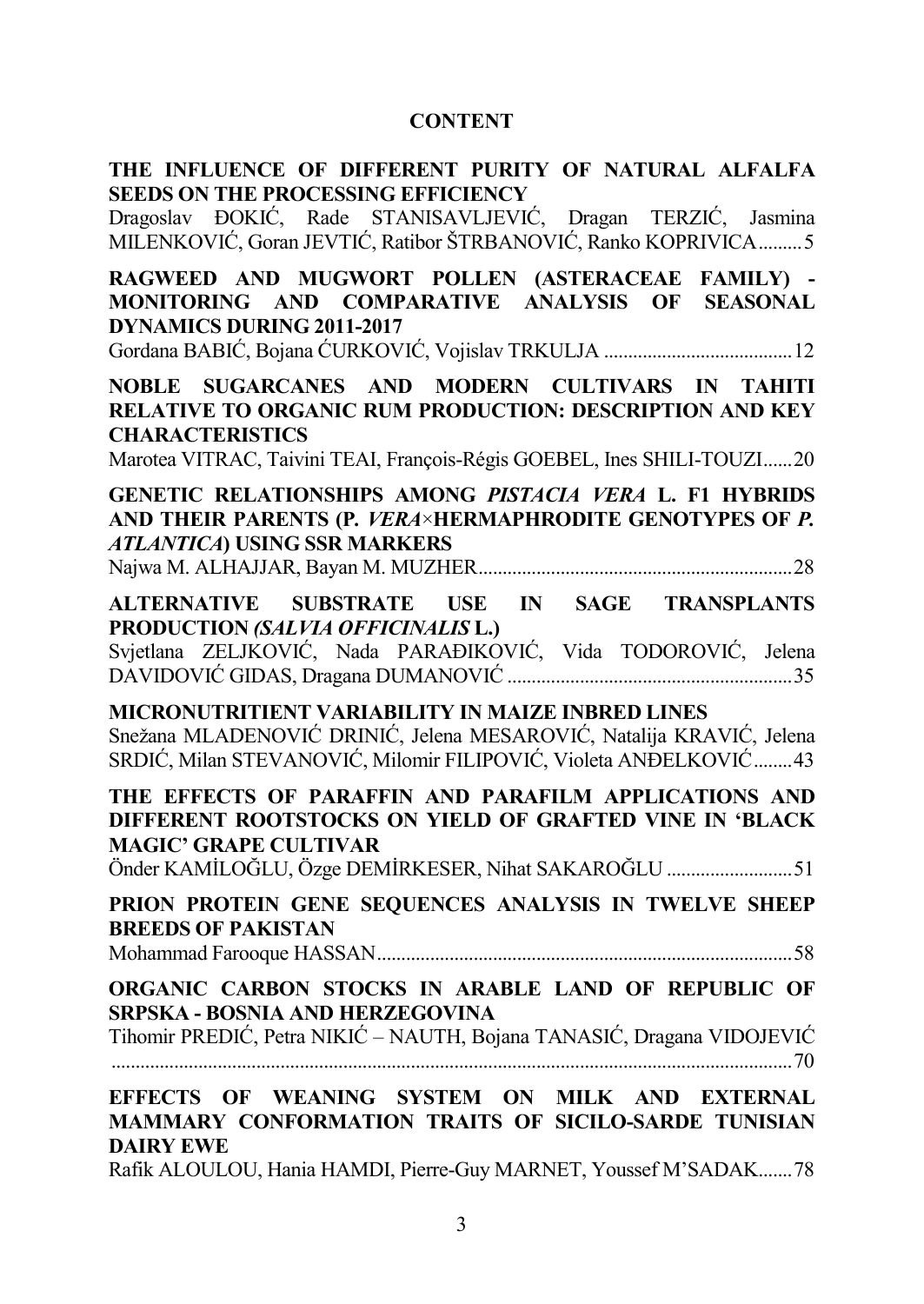# CONTENT

**THE INFLUENCE OF DIFFERENT PURITY OF NATURAL ALFALFA SEEDS ON THE PROCESSING EFFICIENCY**
Dragoslav ĐOKIĆ, Rade STANISAVLJEVIĆ, Dragan TERZIĆ, Jasmina MILENKOVIĆ, Goran JEVTIĆ, Ratibor ŠTRBANOVIĆ, Ranko KOPRIVICA.........5

**RAGWEED AND MUGWORT POLLEN (ASTERACEAE FAMILY) - MONITORING AND COMPARATIVE ANALYSIS OF SEASONAL DYNAMICS DURING 2011-2017**
Gordana BABIĆ, Bojana ĆURKOVIĆ, Vojislav TRKULJA .......................................12

**NOBLE SUGARCANES AND MODERN CULTIVARS IN TAHITI RELATIVE TO ORGANIC RUM PRODUCTION: DESCRIPTION AND KEY CHARACTERISTICS**
Marotea VITRAC, Taivini TEAI, François-Régis GOEBEL, Ines SHILI-TOUZI......20

**GENETIC RELATIONSHIPS AMONG *PISTACIA VERA* L. F1 HYBRIDS AND THEIR PARENTS (P. *VERA*×HERMAPHRODITE GENOTYPES OF *P. ATLANTICA*) USING SSR MARKERS**
Najwa M. ALHAJJAR, Bayan M. MUZHER.................................................................28

**ALTERNATIVE SUBSTRATE USE IN SAGE TRANSPLANTS PRODUCTION *(SALVIA OFFICINALIS* L.)**
Svjetlana ZELJKOVIĆ, Nada PARAĐIKOVIĆ, Vida TODOROVIĆ, Jelena DAVIDOVIĆ GIDAS, Dragana DUMANOVIĆ ...........................................................35

**MICRONUTRITIENT VARIABILITY IN MAIZE INBRED LINES**
Snežana MLADENOVIĆ DRINIĆ, Jelena MESAROVIĆ, Natalija KRAVIĆ, Jelena SRDIĆ, Milan STEVANOVIĆ, Milomir FILIPOVIĆ, Violeta ANĐELKOVIĆ........43

**THE EFFECTS OF PARAFFIN AND PARAFILM APPLICATIONS AND DIFFERENT ROOTSTOCKS ON YIELD OF GRAFTED VINE IN 'BLACK MAGIC' GRAPE CULTIVAR**
Önder KAMİLOĞLU, Özge DEMİRKESER, Nihat SAKAROĞLU ..........................51

**PRION PROTEIN GENE SEQUENCES ANALYSIS IN TWELVE SHEEP BREEDS OF PAKISTAN**
Mohammad Farooque HASSAN.....................................................................................58

**ORGANIC CARBON STOCKS IN ARABLE LAND OF REPUBLIC OF SRPSKA - BOSNIA AND HERZEGOVINA**
Tihomir PREDIĆ, Petra NIKIĆ – NAUTH, Bojana TANASIĆ, Dragana VIDOJEVIĆ ............................................................................................................................70

**EFFECTS OF WEANING SYSTEM ON MILK AND EXTERNAL MAMMARY CONFORMATION TRAITS OF SICILO-SARDE TUNISIAN DAIRY EWE**
Rafik ALOULOU, Hania HAMDI, Pierre-Guy MARNET, Youssef M'SADAK.......78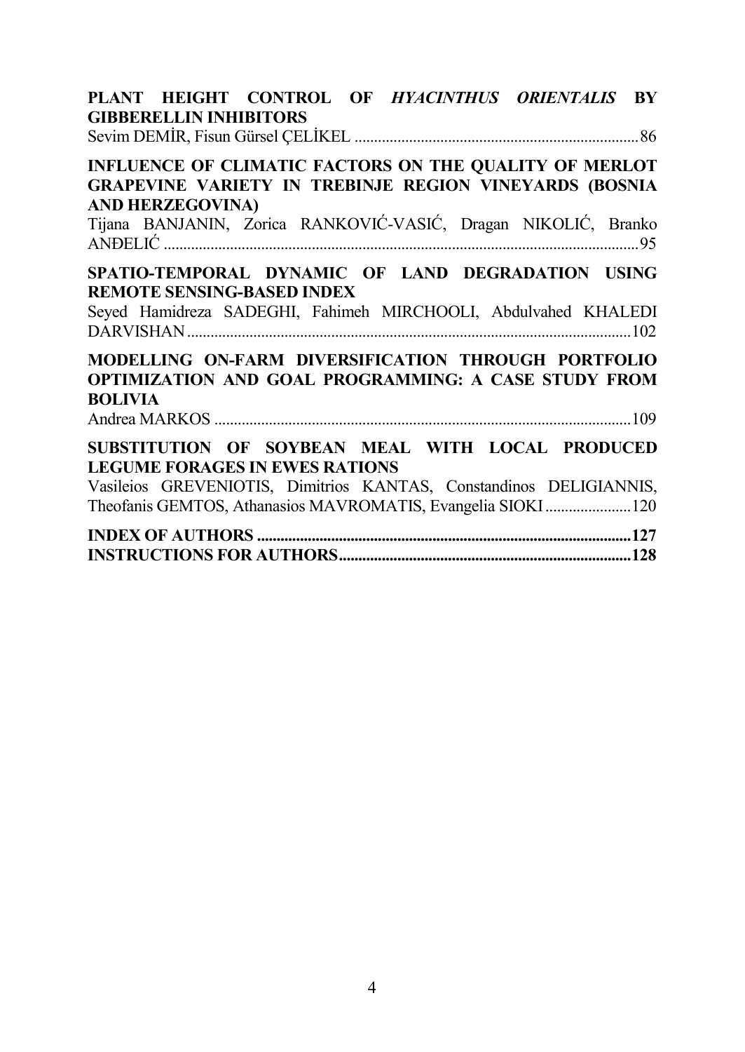**PLANT HEIGHT CONTROL OF *HYACINTHUS ORIENTALIS* BY GIBBERELLIN INHIBITORS**
Sevim DEMİR, Fisun Gürsel ÇELİKEL ........................................................................ 86

**INFLUENCE OF CLIMATIC FACTORS ON THE QUALITY OF MERLOT GRAPEVINE VARIETY IN TREBINJE REGION VINEYARDS (BOSNIA AND HERZEGOVINA)**
Tijana BANJANIN, Zorica RANKOVIĆ-VASIĆ, Dragan NIKOLIĆ, Branko ANĐELIĆ ........................................................................................................ 95

**SPATIO-TEMPORAL DYNAMIC OF LAND DEGRADATION USING REMOTE SENSING-BASED INDEX**
Seyed Hamidreza SADEGHI, Fahimeh MIRCHOOLI, Abdulvahed KHALEDI DARVISHAN ................................................................................................ 102

**MODELLING ON-FARM DIVERSIFICATION THROUGH PORTFOLIO OPTIMIZATION AND GOAL PROGRAMMING: A CASE STUDY FROM BOLIVIA**
Andrea MARKOS ......................................................................................... 109

**SUBSTITUTION OF SOYBEAN MEAL WITH LOCAL PRODUCED LEGUME FORAGES IN EWES RATIONS**
Vasileios GREVENIOTIS, Dimitrios KANTAS, Constandinos DELIGIANNIS, Theofanis GEMTOS, Athanasios MAVROMATIS, Evangelia SIOKI ...................... 120

**INDEX OF AUTHORS ............................................................................... 127**
**INSTRUCTIONS FOR AUTHORS ........................................................... 128**